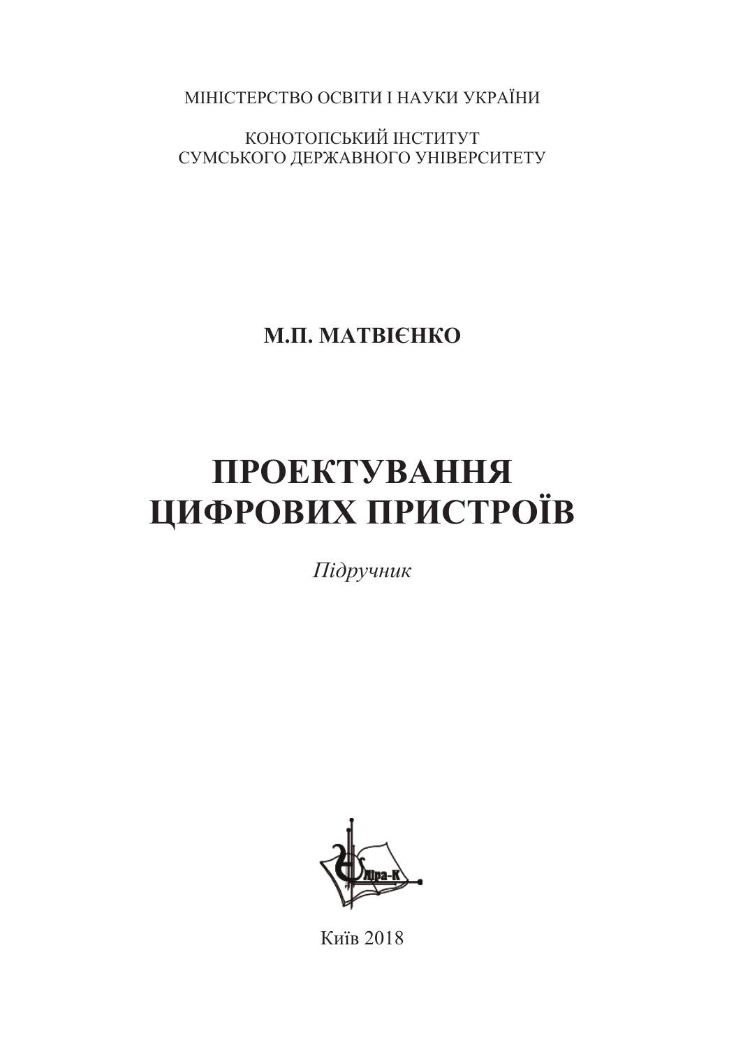МІНІСТЕРСТВО ОСВІТИ І НАУКИ УКРАЇНИ

КОНОТОПСЬКИЙ ІНСТИТУТ
СУМСЬКОГО ДЕРЖАВНОГО УНІВЕРСИТЕТУ

**М.П. МАТВІЄНКО**

# ПРОЕКТУВАННЯ ЦИФРОВИХ ПРИСТРОЇВ

*Підручник*

Ліра-К

Київ 2018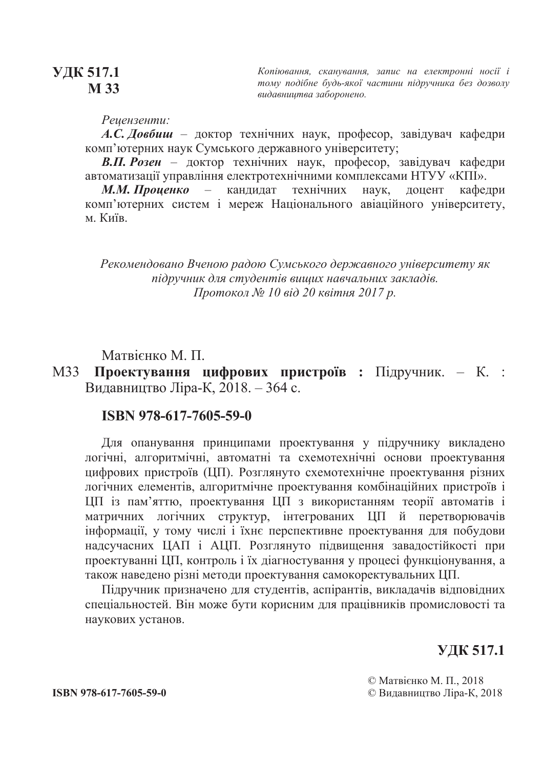**УДК 517.1**
**М 33**

*Копіювання, сканування, запис на електронні носії і тому подібне будь-якої частини підручника без дозволу видавництва заборонено.*

*Рецензенти:*

***А.С. Довбиш*** – доктор технічних наук, професор, завідувач кафедри комп'ютерних наук Сумського державного університету;

***В.П. Розен*** – доктор технічних наук, професор, завідувач кафедри автоматизації управління електротехнічними комплексами НТУУ «КПІ».

***М.М. Проценко*** – кандидат технічних наук, доцент кафедри комп'ютерних систем і мереж Національного авіаційного університету, м. Київ.

*Рекомендовано Вченою радою Сумського державного університету як підручник для студентів вищих навчальних закладів.*
*Протокол № 10 від 20 квітня 2017 р.*

Матвієнко М. П.

М33 **Проектування цифрових пристроїв :** Підручник. – К. : Видавництво Ліра-К, 2018. – 364 с.

**ISBN 978-617-7605-59-0**

Для опанування принципами проектування у підручнику викладено логічні, алгоритмічні, автоматні та схемотехнічні основи проектування цифрових пристроїв (ЦП). Розглянуто схемотехнічне проектування різних логічних елементів, алгоритмічне проектування комбінаційних пристроїв і ЦП із пам'яттю, проектування ЦП з використанням теорії автоматів і матричних логічних структур, інтегрованих ЦП й перетворювачів інформації, у тому числі і їхнє перспективне проектування для побудови надсучасних ЦАП і АЦП. Розглянуто підвищення завадостійкості при проектуванні ЦП, контроль і їх діагностування у процесі функціонування, а також наведено різні методи проектування самокоректувальних ЦП.

Підручник призначено для студентів, аспірантів, викладачів відповідних спеціальностей. Він може бути корисним для працівників промисловості та наукових установ.

**УДК 517.1**

**ISBN 978-617-7605-59-0**

© Матвієнко М. П., 2018
© Видавництво Ліра-К, 2018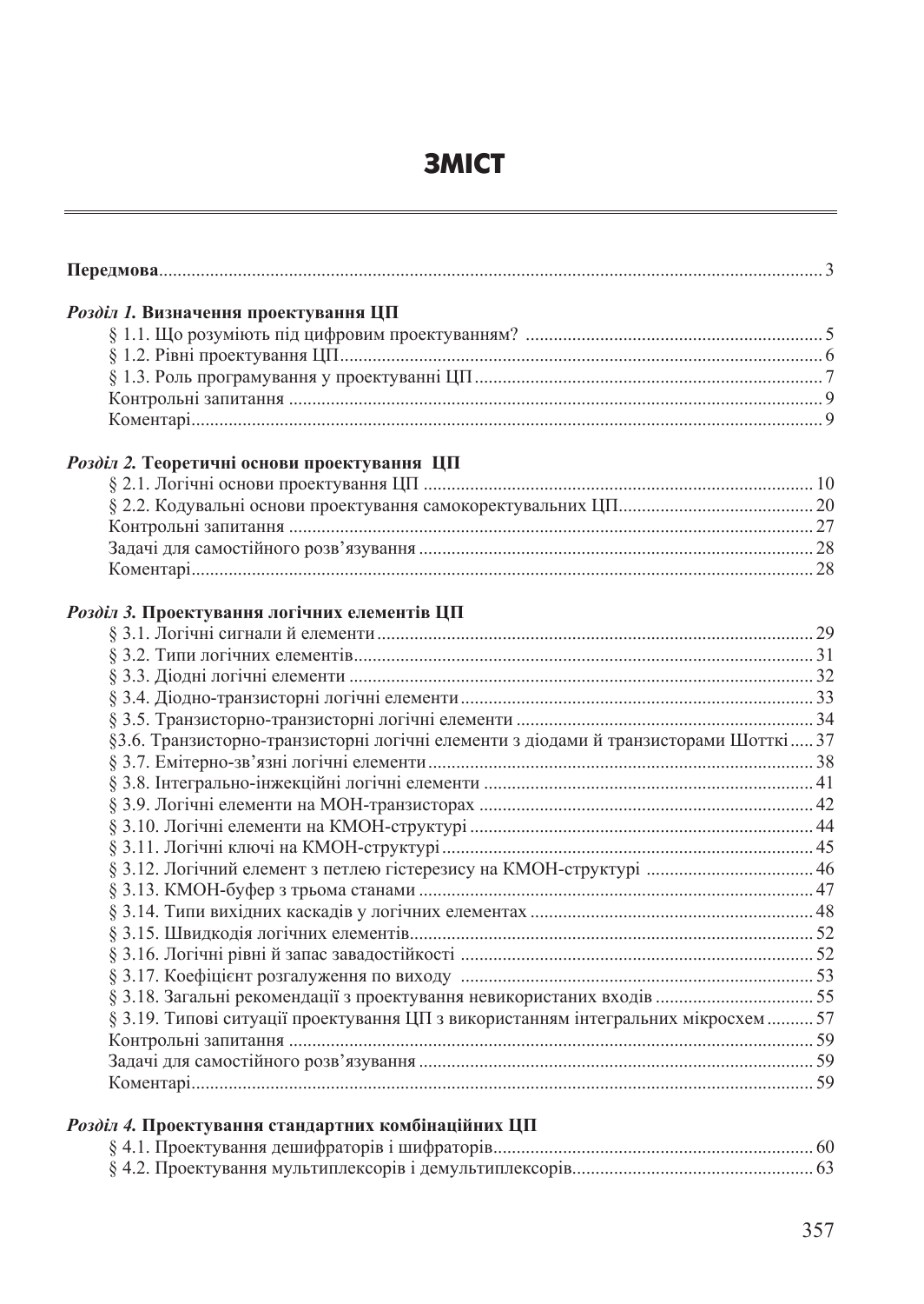# ЗМІСТ

**Передмова** ........ 3

*Розділ 1.* **Визначення проектування ЦП**

- § 1.1. Що розуміють під цифровим проектуванням? ........ 5
- § 1.2. Рівні проектування ЦП ........ 6
- § 1.3. Роль програмування у проектуванні ЦП ........ 7
- Контрольні запитання ........ 9
- Коментарі ........ 9

*Розділ 2.* **Теоретичні основи проектування ЦП**

- § 2.1. Логічні основи проектування ЦП ........ 10
- § 2.2. Кодувальні основи проектування самокоректувальних ЦП ........ 20
- Контрольні запитання ........ 27
- Задачі для самостійного розв'язування ........ 28
- Коментарі ........ 28

*Розділ 3.* **Проектування логічних елементів ЦП**

- § 3.1. Логічні сигнали й елементи ........ 29
- § 3.2. Типи логічних елементів ........ 31
- § 3.3. Діодні логічні елементи ........ 32
- § 3.4. Діодно-транзисторні логічні елементи ........ 33
- § 3.5. Транзисторно-транзисторні логічні елементи ........ 34
- §3.6. Транзисторно-транзисторні логічні елементи з діодами й транзисторами Шотткі ........ 37
- § 3.7. Емітерно-зв'язні логічні елементи ........ 38
- § 3.8. Інтегрально-інжекційні логічні елементи ........ 41
- § 3.9. Логічні елементи на МОН-транзисторах ........ 42
- § 3.10. Логічні елементи на КМОН-структурі ........ 44
- § 3.11. Логічні ключі на КМОН-структурі ........ 45
- § 3.12. Логічний елемент з петлею гістерезису на КМОН-структурі ........ 46
- § 3.13. КМОН-буфер з трьома станами ........ 47
- § 3.14. Типи вихідних каскадів у логічних елементах ........ 48
- § 3.15. Швидкодія логічних елементів ........ 52
- § 3.16. Логічні рівні й запас завадостійкості ........ 52
- § 3.17. Коефіцієнт розгалуження по виходу ........ 53
- § 3.18. Загальні рекомендації з проектування невикористаних входів ........ 55
- § 3.19. Типові ситуації проектування ЦП з використанням інтегральних мікросхем ........ 57
- Контрольні запитання ........ 59
- Задачі для самостійного розв'язування ........ 59
- Коментарі ........ 59

*Розділ 4.* **Проектування стандартних комбінаційних ЦП**

- § 4.1. Проектування дешифраторів і шифраторів ........ 60
- § 4.2. Проектування мультиплексорів і демультиплексорів ........ 63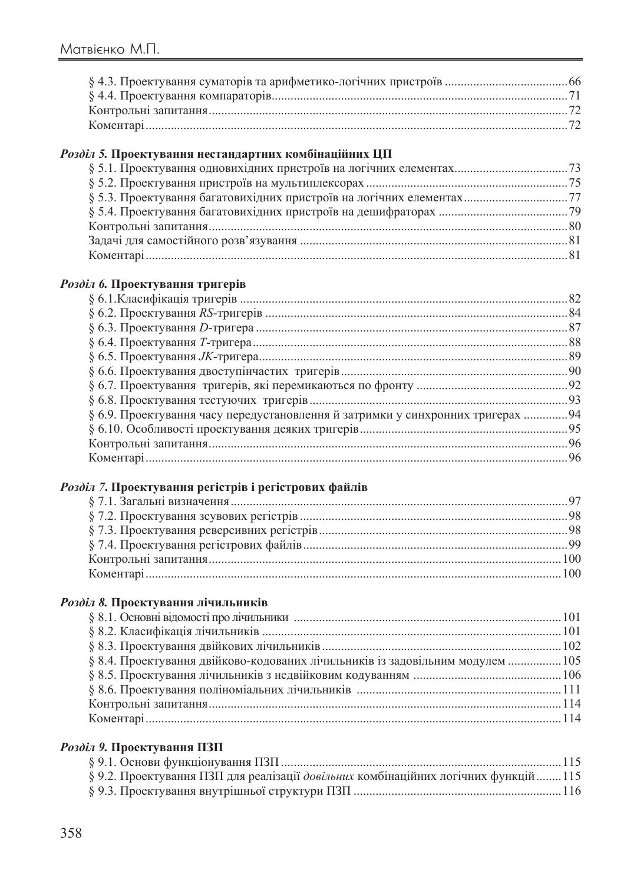§ 4.3. Проектування суматорів та арифметико-логічних пристроїв ....................................... 66
§ 4.4. Проектування компараторів ............................................................................................ 71
Контрольні запитання ................................................................................................................ 72
Коментарі ..................................................................................................................................... 72

*Розділ 5.* **Проектування нестандартних комбінаційних ЦП**

§ 5.1. Проектування одновихідних пристроїв на логічних елементах .................................... 73
§ 5.2. Проектування пристроїв на мультиплексорах ................................................................ 75
§ 5.3. Проектування багатовихідних пристроїв на логічних елементах ................................. 77
§ 5.4. Проектування багатовихідних пристроїв на дешифраторах ......................................... 79
Контрольні запитання ................................................................................................................ 80
Задачі для самостійного розв'язування ..................................................................................... 81
Коментарі ..................................................................................................................................... 81

*Розділ 6.* **Проектування тригерів**

§ 6.1.Класифікація тригерів ........................................................................................................ 82
§ 6.2. Проектування *RS*-тригерів ................................................................................................ 84
§ 6.3. Проектування *D*-тригера .................................................................................................. 87
§ 6.4. Проектування *T*-тригера ................................................................................................... 88
§ 6.5. Проектування *JK*-тригера ................................................................................................. 89
§ 6.6. Проектування двоступінчастих тригерів ........................................................................ 90
§ 6.7. Проектування тригерів, які перемикаються по фронту ................................................ 92
§ 6.8. Проектування тестуючих тригерів .................................................................................. 93
§ 6.9. Проектування часу передустановлення й затримки у синхронних тригерах .............. 94
§ 6.10. Особливості проектування деяких тригерів .................................................................. 95
Контрольні запитання ................................................................................................................ 96
Коментарі ..................................................................................................................................... 96

*Розділ 7.* **Проектування регістрів і регістрових файлів**

§ 7.1. Загальні визначення ........................................................................................................... 97
§ 7.2. Проектування зсувових регістрів ..................................................................................... 98
§ 7.3. Проектування реверсивних регістрів ............................................................................... 98
§ 7.4. Проектування регістрових файлів .................................................................................... 99
Контрольні запитання ................................................................................................................ 100
Коментарі ..................................................................................................................................... 100

*Розділ 8.* **Проектування лічильників**

§ 8.1. Основні відомості про лічильники ..................................................................................... 101
§ 8.2. Класифікація лічильників ................................................................................................. 101
§ 8.3. Проектування двійкових лічильників .............................................................................. 102
§ 8.4. Проектування двійково-кодованих лічильників із задовільним модулем ................. 105
§ 8.5. Проектування лічильників з недвійковим кодуванням ............................................... 106
§ 8.6. Проектування поліноміальних лічильників ................................................................. 111
Контрольні запитання ................................................................................................................ 114
Коментарі ..................................................................................................................................... 114

*Розділ 9.* **Проектування ПЗП**

§ 9.1. Основи функціонування ПЗП ........................................................................................... 115
§ 9.2. Проектування ПЗП для реалізації *довільних* комбінаційних логічних функцій ........ 115
§ 9.3. Проектування внутрішньої структури ПЗП ................................................................... 116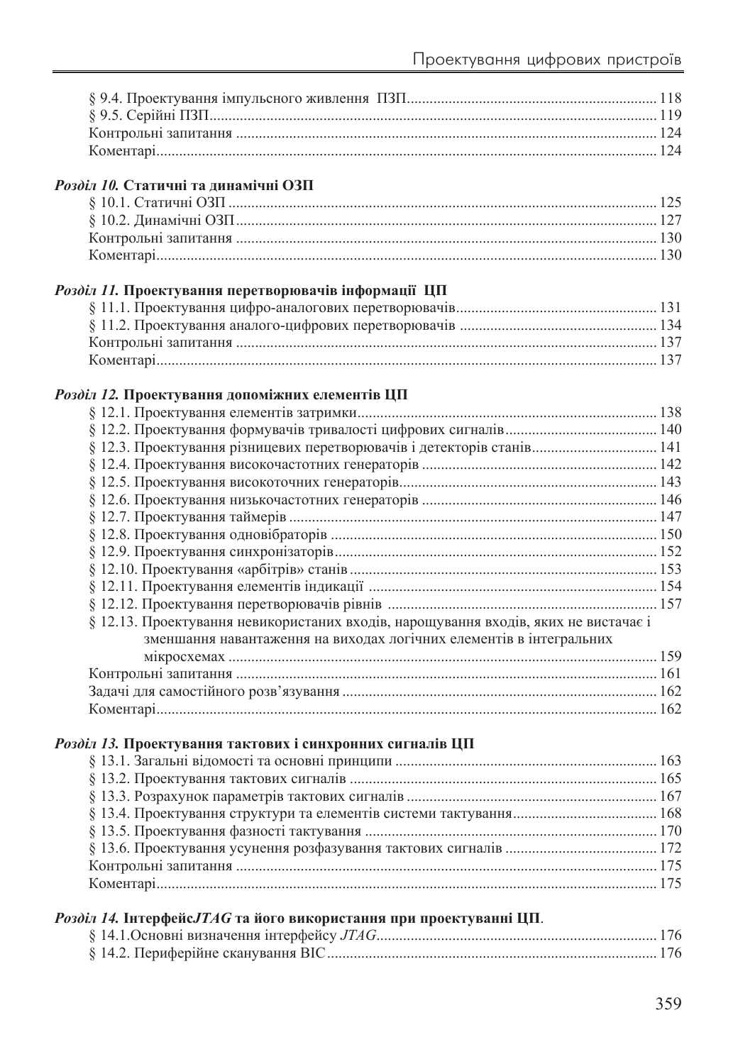§ 9.4. Проектування імпульсного живлення ПЗП ........ 118
§ 9.5. Серійні ПЗП ........ 119
Контрольні запитання ........ 124
Коментарі ........ 124

*Розділ 10.* **Статичні та динамічні ОЗП**

§ 10.1. Статичні ОЗП ........ 125
§ 10.2. Динамічні ОЗП ........ 127
Контрольні запитання ........ 130
Коментарі ........ 130

*Розділ 11.* **Проектування перетворювачів інформації ЦП**

§ 11.1. Проектування цифро-аналогових перетворювачів ........ 131
§ 11.2. Проектування аналого-цифрових перетворювачів ........ 134
Контрольні запитання ........ 137
Коментарі ........ 137

*Розділ 12.* **Проектування допоміжних елементів ЦП**

§ 12.1. Проектування елементів затримки ........ 138
§ 12.2. Проектування формувачів тривалості цифрових сигналів ........ 140
§ 12.3. Проектування різницевих перетворювачів і детекторів станів ........ 141
§ 12.4. Проектування високочастотних генераторів ........ 142
§ 12.5. Проектування високоточних генераторів ........ 143
§ 12.6. Проектування низькочастотних генераторів ........ 146
§ 12.7. Проектування таймерів ........ 147
§ 12.8. Проектування одновібраторів ........ 150
§ 12.9. Проектування синхронізаторів ........ 152
§ 12.10. Проектування «арбітрів» станів ........ 153
§ 12.11. Проектування елементів індикації ........ 154
§ 12.12. Проектування перетворювачів рівнів ........ 157
§ 12.13. Проектування невикористаних входів, нарощування входів, яких не вистачає і зменшання навантаження на виходах логічних елементів в інтегральних мікросхемах ........ 159
Контрольні запитання ........ 161
Задачі для самостійного розв'язування ........ 162
Коментарі ........ 162

*Розділ 13.* **Проектування тактових і синхронних сигналів ЦП**

§ 13.1. Загальні відомості та основні принципи ........ 163
§ 13.2. Проектування тактових сигналів ........ 165
§ 13.3. Розрахунок параметрів тактових сигналів ........ 167
§ 13.4. Проектування структури та елементів системи тактування ........ 168
§ 13.5. Проектування фазності тактування ........ 170
§ 13.6. Проектування усунення розфазування тактових сигналів ........ 172
Контрольні запитання ........ 175
Коментарі ........ 175

*Розділ 14.* **Інтерфейс*JTAG* та його використання при проектуванні ЦП**.

§ 14.1.Основні визначення інтерфейсу *JTAG* ........ 176
§ 14.2. Периферійне сканування ВІС ........ 176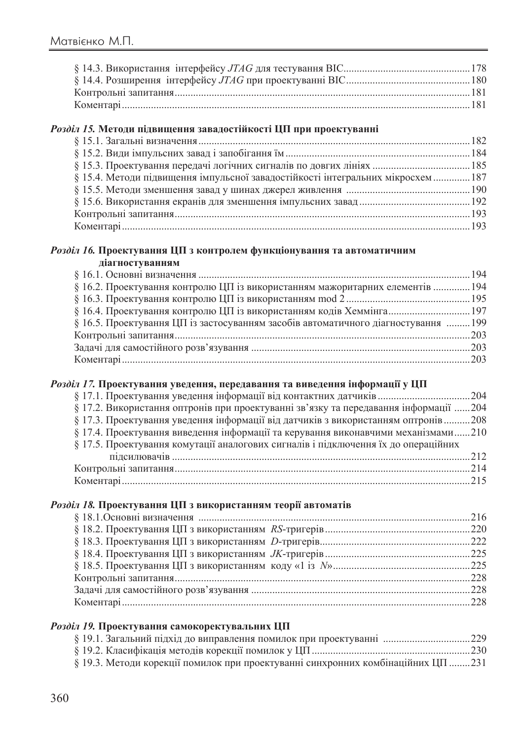§ 14.3. Використання інтерфейсу *JTAG* для тестування ВІС ... 178
§ 14.4. Розширення інтерфейсу *JTAG* при проектуванні ВІС ... 180
Контрольні запитання ... 181
Коментарі ... 181

*Розділ 15.* **Методи підвищення завадостійкості ЦП при проектуванні**

§ 15.1. Загальні визначення ... 182
§ 15.2. Види імпульсних завад і запобігання їм ... 184
§ 15.3. Проектування передачі логічних сигналів по довгих лініях ... 185
§ 15.4. Методи підвищення імпульсної завадостійкості інтегральних мікросхем ... 187
§ 15.5. Методи зменшення завад у шинах джерел живлення ... 190
§ 15.6. Використання екранів для зменшення імпульсних завад ... 192
Контрольні запитання ... 193
Коментарі ... 193

*Розділ 16.* **Проектування ЦП з контролем функціонування та автоматичним діагностуванням**

§ 16.1. Основні визначення ... 194
§ 16.2. Проектування контролю ЦП із використанням мажоритарних елементів ... 194
§ 16.3. Проектування контролю ЦП із використанням mod 2 ... 195
§ 16.4. Проектування контролю ЦП із використанням кодів Хеммінга ... 197
§ 16.5. Проектування ЦП із застосуванням засобів автоматичного діагностування ... 199
Контрольні запитання ... 203
Задачі для самостійного розв'язування ... 203
Коментарі ... 203

*Розділ 17.* **Проектування уведення, передавання та виведення інформації у ЦП**

§ 17.1. Проектування уведення інформації від контактних датчиків ... 204
§ 17.2. Використання оптронів при проектуванні зв'язку та передавання інформації ... 204
§ 17.3. Проектування уведення інформації від датчиків з використанням оптронів ... 208
§ 17.4. Проектування виведення інформації та керування виконавчими механізмами ... 210
§ 17.5. Проектування комутації аналогових сигналів і підключення їх до операційних підсилювачів ... 212
Контрольні запитання ... 214
Коментарі ... 215

*Розділ 18.* **Проектування ЦП з використанням теорії автоматів**

§ 18.1. Основні визначення ... 216
§ 18.2. Проектування ЦП з використанням *RS*-тригерів ... 220
§ 18.3. Проектування ЦП з використанням *D*-тригерів ... 222
§ 18.4. Проектування ЦП з використанням *JK*-тригерів ... 225
§ 18.5. Проектування ЦП з використанням коду «1 із *N*» ... 225
Контрольні запитання ... 228
Задачі для самостійного розв'язування ... 228
Коментарі ... 228

*Розділ 19.* **Проектування самокоректувальних ЦП**

§ 19.1. Загальний підхід до виправлення помилок при проектуванні ... 229
§ 19.2. Класифікація методів корекції помилок у ЦП ... 230
§ 19.3. Методи корекції помилок при проектуванні синхронних комбінаційних ЦП ... 231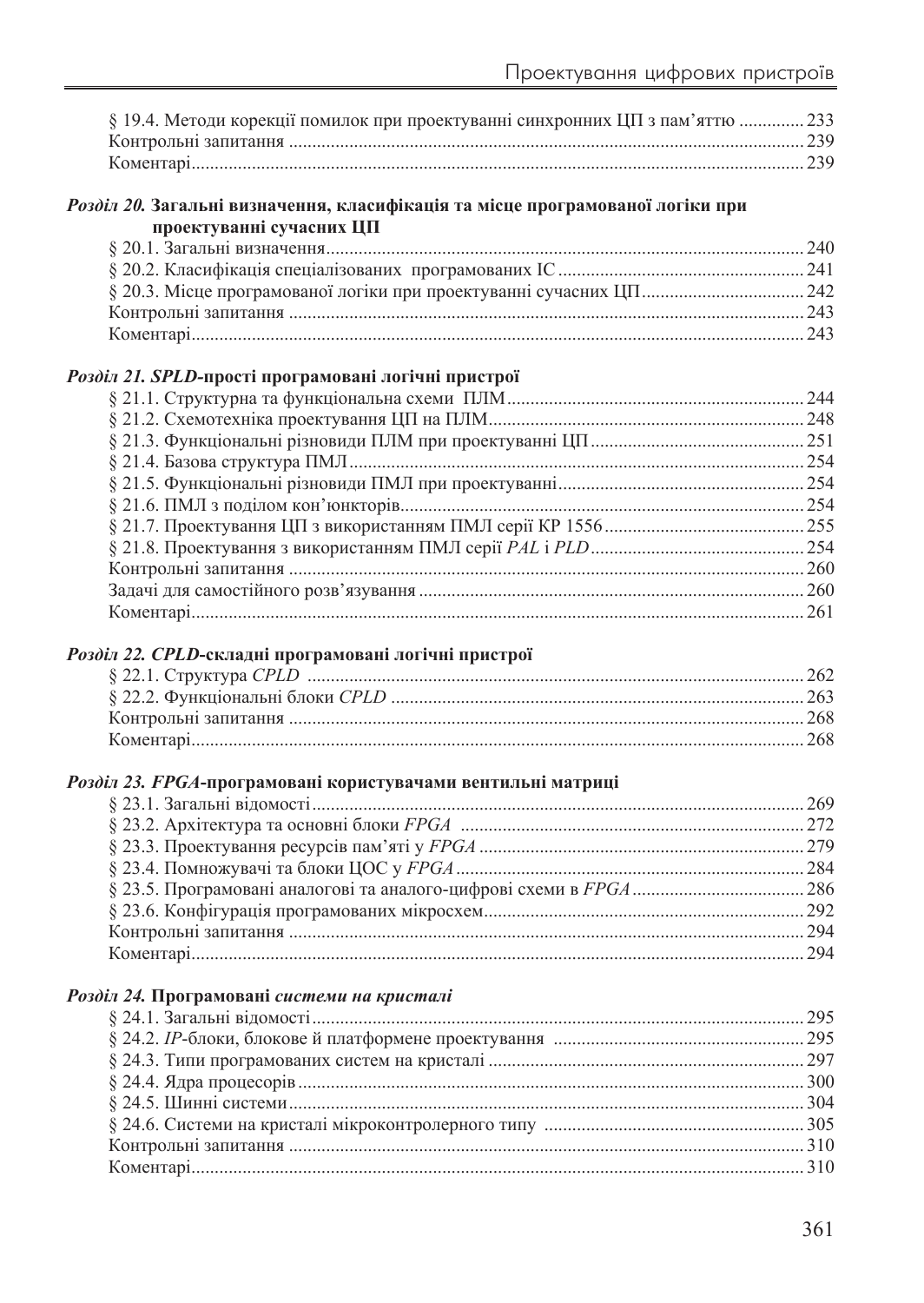§ 19.4. Методи корекції помилок при проектуванні синхронних ЦП з пам'яттю .............. 233
Контрольні запитання .............................................................................................. 239
Коментарі.................................................................................................................. 239

*Розділ 20.* **Загальні визначення, класифікація та місце програмованої логіки при проектуванні сучасних ЦП**

§ 20.1. Загальні визначення....................................................................................... 240
§ 20.2. Класифікація спеціалізованих програмованих ІС ..................................... 241
§ 20.3. Місце програмованої логіки при проектуванні сучасних ЦП................... 242
Контрольні запитання .............................................................................................. 243
Коментарі.................................................................................................................. 243

***Розділ 21. SPLD*-прості програмовані логічні пристрої**

§ 21.1. Структурна та функціональна схеми ПЛМ................................................ 244
§ 21.2. Схемотехніка проектування ЦП на ПЛМ................................................... 248
§ 21.3. Функціональні різновиди ПЛМ при проектуванні ЦП............................. 251
§ 21.4. Базова структура ПМЛ................................................................................. 254
§ 21.5. Функціональні різновиди ПМЛ при проектуванні.................................... 254
§ 21.6. ПМЛ з поділом кон'юнкторів...................................................................... 254
§ 21.7. Проектування ЦП з використанням ПМЛ серії КР 1556 ......................... 255
§ 21.8. Проектування з використанням ПМЛ серії *PAL* і *PLD*............................ 254
Контрольні запитання .............................................................................................. 260
Задачі для самостійного розв'язування .................................................................. 260
Коментарі.................................................................................................................. 261

***Розділ 22. CPLD*-складні програмовані логічні пристрої**

§ 22.1. Структура *CPLD* ........................................................................................... 262
§ 22.2. Функціональні блоки *CPLD* ........................................................................ 263
Контрольні запитання .............................................................................................. 268
Коментарі.................................................................................................................. 268

***Розділ 23. FPGA*-програмовані користувачами вентильні матриці**

§ 23.1. Загальні відомості......................................................................................... 269
§ 23.2. Архітектура та основні блоки *FPGA* ......................................................... 272
§ 23.3. Проектування ресурсів пам'яті у *FPGA* ..................................................... 279
§ 23.4. Помножувачі та блоки ЦОС у *FPGA* .......................................................... 284
§ 23.5. Програмовані аналогові та аналого-цифрові схеми в *FPGA* .................... 286
§ 23.6. Конфігурація програмованих мікросхем.................................................... 292
Контрольні запитання .............................................................................................. 294
Коментарі.................................................................................................................. 294

*Розділ 24.* **Програмовані *системи на кристалі***

§ 24.1. Загальні відомості......................................................................................... 295
§ 24.2. *IP*-блоки, блокове й платформене проектування ..................................... 295
§ 24.3. Типи програмованих систем на кристалі ................................................... 297
§ 24.4. Ядра процесорів............................................................................................ 300
§ 24.5. Шинні системи............................................................................................. 304
§ 24.6. Системи на кристалі мікроконтролерного типу ....................................... 305
Контрольні запитання .............................................................................................. 310
Коментарі.................................................................................................................. 310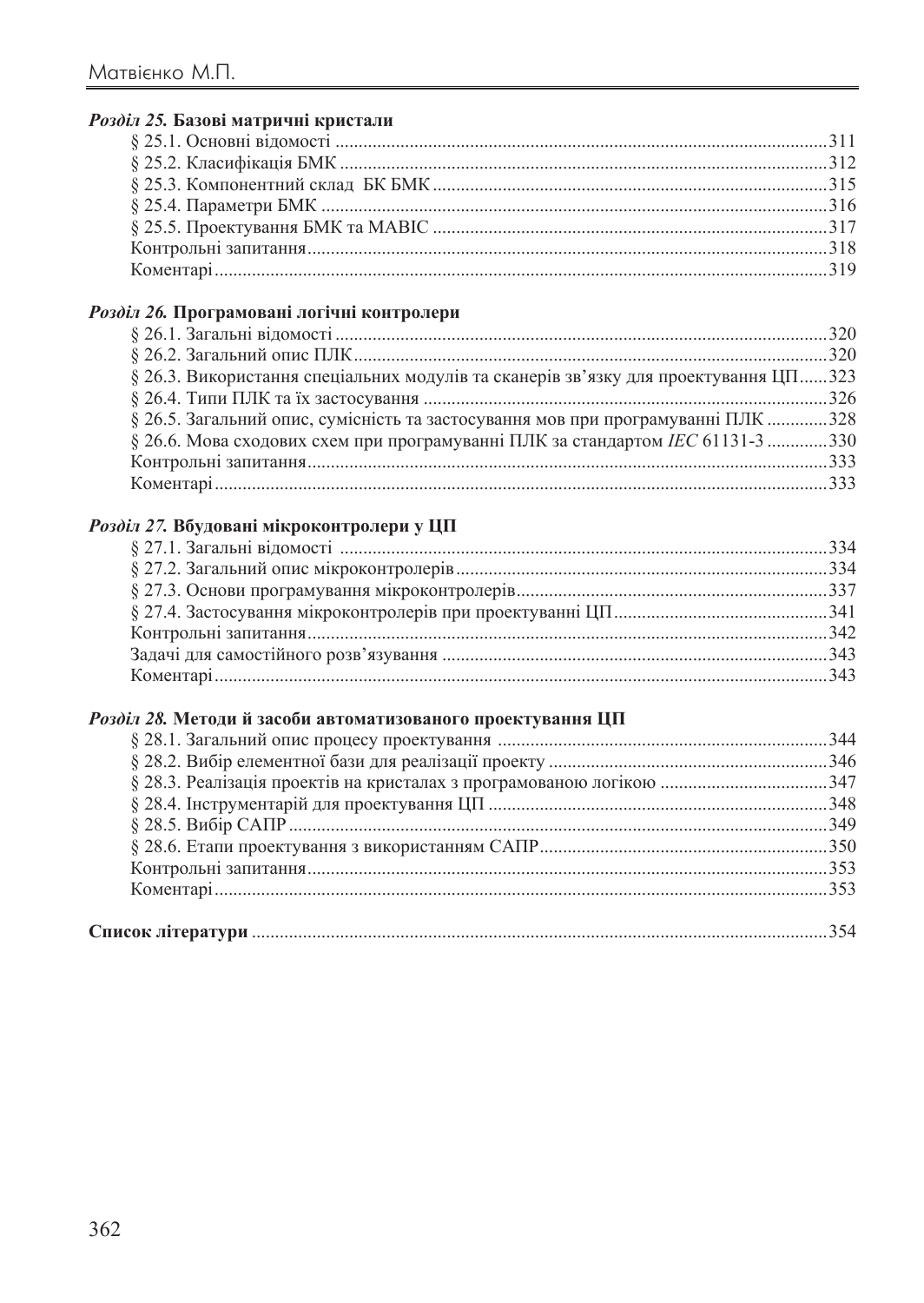*Розділ 25.* **Базові матричні кристали**

§ 25.1. Основні відомості ........................................................................................................311
§ 25.2. Класифікація БМК .......................................................................................................312
§ 25.3. Компонентний склад БК БМК ...................................................................................315
§ 25.4. Параметри БМК ...........................................................................................................316
§ 25.5. Проектування БМК та МАВІС ...................................................................................317
Контрольні запитання..............................................................................................................318
Коментарі..................................................................................................................................319

*Розділ 26.* **Програмовані логічні контролери**

§ 26.1. Загальні відомості ........................................................................................................320
§ 26.2. Загальний опис ПЛК.....................................................................................................320
§ 26.3. Використання спеціальних модулів та сканерів зв'язку для проектування ЦП......323
§ 26.4. Типи ПЛК та їх застосування .....................................................................................326
§ 26.5. Загальний опис, сумісність та застосування мов при програмуванні ПЛК .............328
§ 26.6. Мова сходових схем при програмуванні ПЛК за стандартом *IEC* 61131-3 .............330
Контрольні запитання..............................................................................................................333
Коментарі..................................................................................................................................333

*Розділ 27.* **Вбудовані мікроконтролери у ЦП**

§ 27.1. Загальні відомості .......................................................................................................334
§ 27.2. Загальний опис мікроконтролерів..............................................................................334
§ 27.3. Основи програмування мікроконтролерів..................................................................337
§ 27.4. Застосування мікроконтролерів при проектуванні ЦП.............................................341
Контрольні запитання..............................................................................................................342
Задачі для самостійного розв'язування .................................................................................343
Коментарі..................................................................................................................................343

*Розділ 28.* **Методи й засоби автоматизованого проектування ЦП**

§ 28.1. Загальний опис процесу проектування .....................................................................344
§ 28.2. Вибір елементної бази для реалізації проекту ..........................................................346
§ 28.3. Реалізація проектів на кристалах з програмованою логікою ...................................347
§ 28.4. Інструментарій для проектування ЦП .......................................................................348
§ 28.5. Вибір САПР..................................................................................................................349
§ 28.6. Етапи проектування з використанням САПР............................................................350
Контрольні запитання..............................................................................................................353
Коментарі..................................................................................................................................353

**Список літератури** ...........................................................................................................354